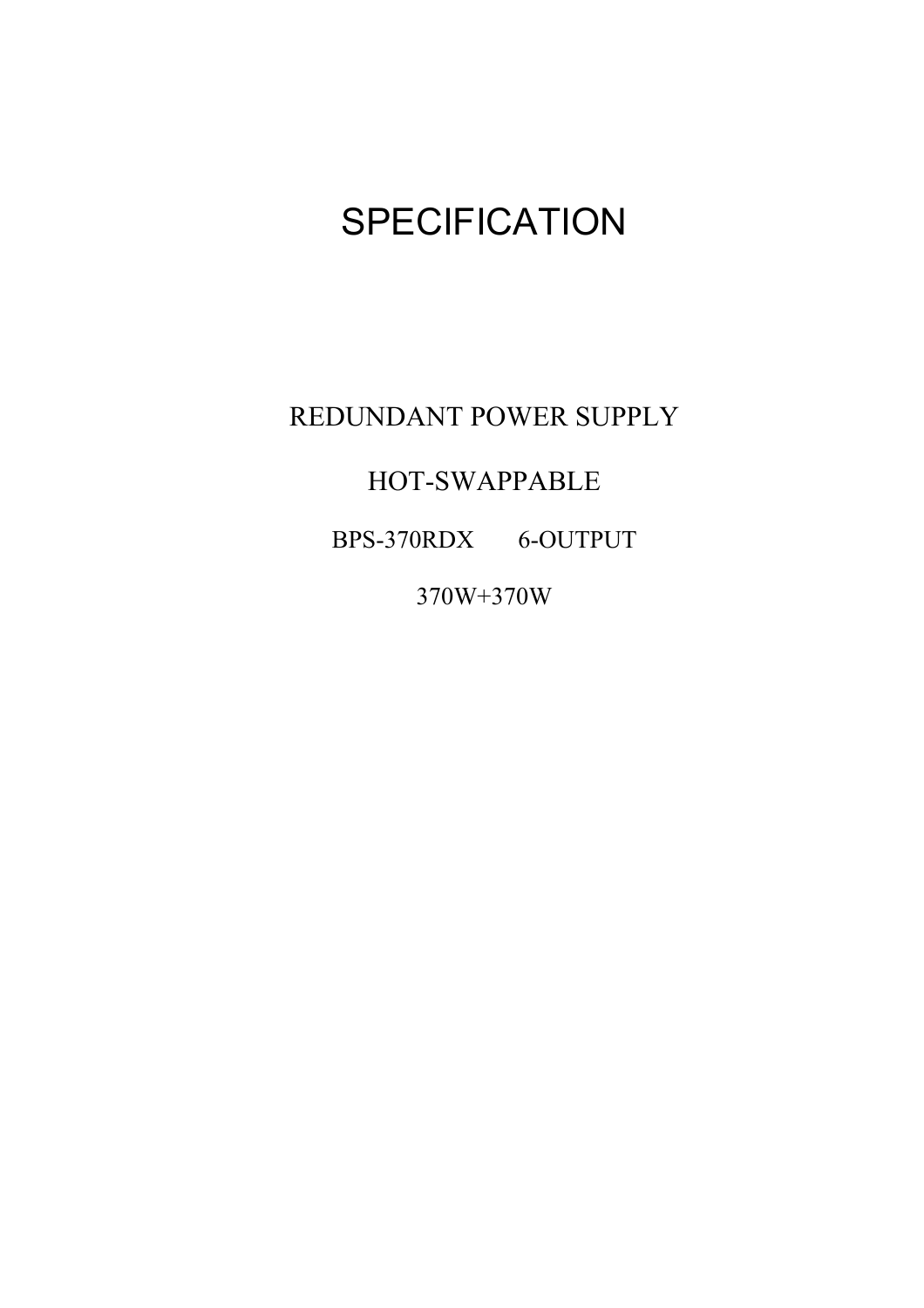# SPECIFICATION

REDUNDANT POWER SUPPLY

HOT-SWAPPABLE

BPS-370RDX 6-OUTPUT

370W+370W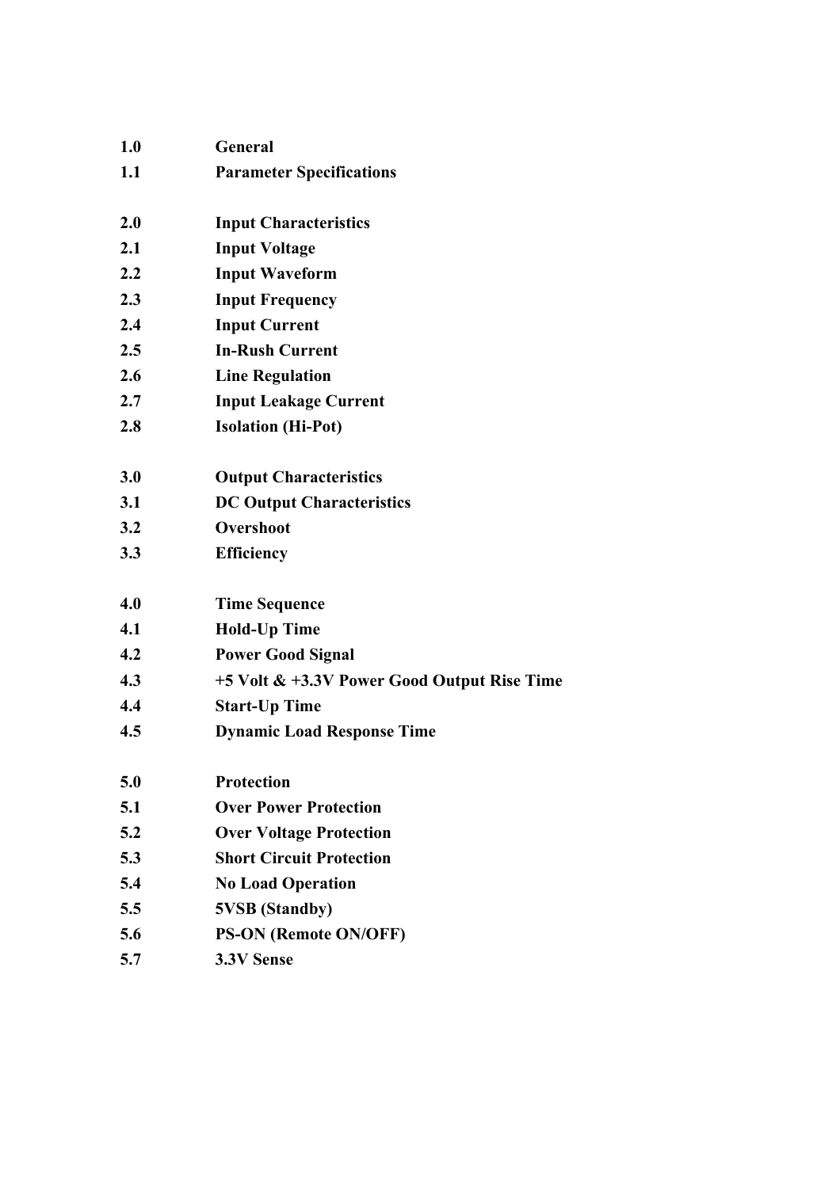**1.0 General**

**1.1 Parameter Specifications**

**2.0 Input Characteristics**

**2.1 Input Voltage**

**2.2 Input Waveform**

**2.3 Input Frequency**

**2.4 Input Current**

**2.5 In-Rush Current**

**2.6 Line Regulation**

**2.7 Input Leakage Current**

**2.8 Isolation (Hi-Pot)**

**3.0 Output Characteristics**

**3.1 DC Output Characteristics**

**3.2 Overshoot**

**3.3 Efficiency**

**4.0 Time Sequence**

**4.1 Hold-Up Time**

**4.2 Power Good Signal**

**4.3 +5 Volt & +3.3V Power Good Output Rise Time**

**4.4 Start-Up Time**

**4.5 Dynamic Load Response Time**

**5.0 Protection**

**5.1 Over Power Protection**

**5.2 Over Voltage Protection**

**5.3 Short Circuit Protection**

**5.4 No Load Operation**

**5.5 5VSB (Standby)**

**5.6 PS-ON (Remote ON/OFF)**

**5.7 3.3V Sense**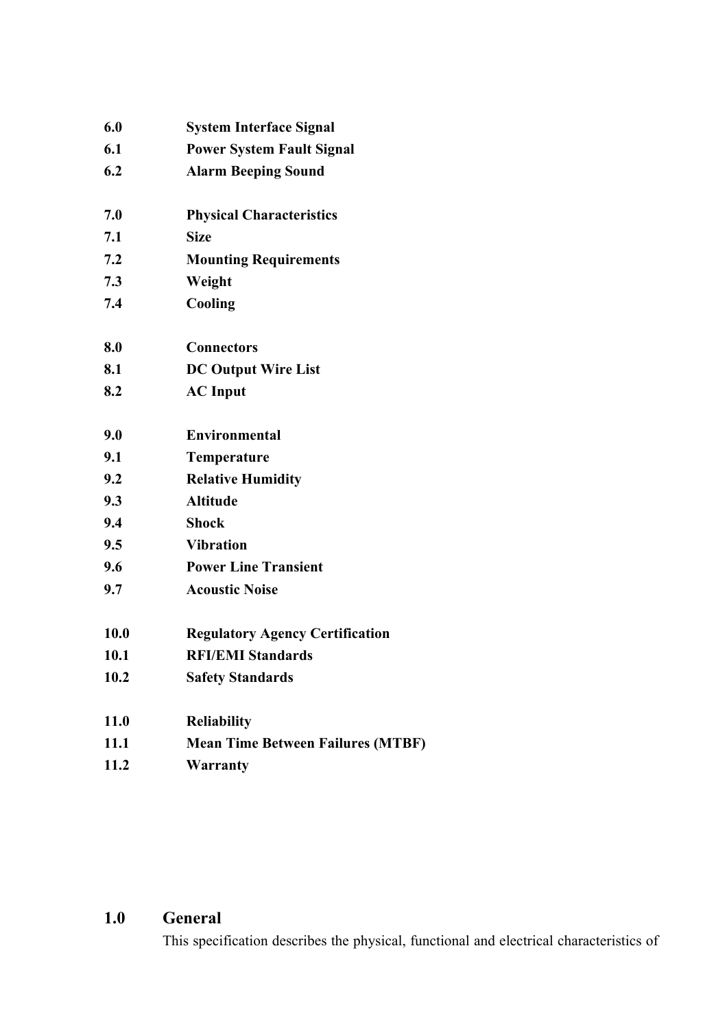| | |
|---|---|
| **6.0** | **System Interface Signal** |
| **6.1** | **Power System Fault Signal** |
| **6.2** | **Alarm Beeping Sound** |
| | |
| **7.0** | **Physical Characteristics** |
| **7.1** | **Size** |
| **7.2** | **Mounting Requirements** |
| **7.3** | **Weight** |
| **7.4** | **Cooling** |
| | |
| **8.0** | **Connectors** |
| **8.1** | **DC Output Wire List** |
| **8.2** | **AC Input** |
| | |
| **9.0** | **Environmental** |
| **9.1** | **Temperature** |
| **9.2** | **Relative Humidity** |
| **9.3** | **Altitude** |
| **9.4** | **Shock** |
| **9.5** | **Vibration** |
| **9.6** | **Power Line Transient** |
| **9.7** | **Acoustic Noise** |
| | |
| **10.0** | **Regulatory Agency Certification** |
| **10.1** | **RFI/EMI Standards** |
| **10.2** | **Safety Standards** |
| | |
| **11.0** | **Reliability** |
| **11.1** | **Mean Time Between Failures (MTBF)** |
| **11.2** | **Warranty** |

## 1.0 General

This specification describes the physical, functional and electrical characteristics of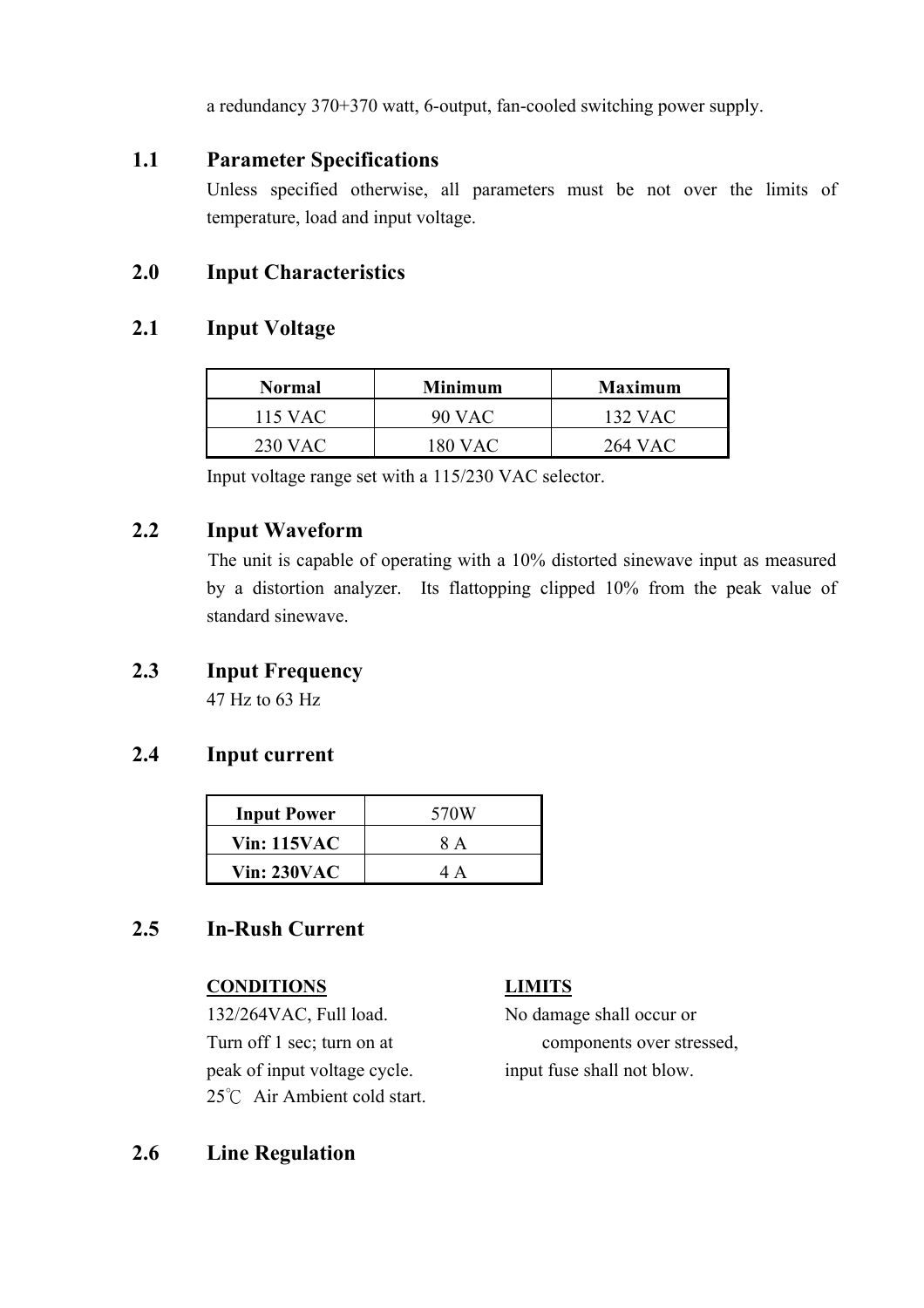a redundancy 370+370 watt, 6-output, fan-cooled switching power supply.

## 1.1 Parameter Specifications

Unless specified otherwise, all parameters must be not over the limits of temperature, load and input voltage.

## 2.0 Input Characteristics

## 2.1 Input Voltage

| Normal | Minimum | Maximum |
|---|---|---|
| 115 VAC | 90 VAC | 132 VAC |
| 230 VAC | 180 VAC | 264 VAC |

Input voltage range set with a 115/230 VAC selector.

## 2.2 Input Waveform

The unit is capable of operating with a 10% distorted sinewave input as measured by a distortion analyzer. Its flattopping clipped 10% from the peak value of standard sinewave.

## 2.3 Input Frequency

47 Hz to 63 Hz

## 2.4 Input current

| Input Power | 570W |
|---|---|
| Vin: 115VAC | 8 A |
| Vin: 230VAC | 4 A |

## 2.5 In-Rush Current

| CONDITIONS | LIMITS |
|---|---|
| 132/264VAC, Full load.<br>Turn off 1 sec; turn on at peak of input voltage cycle.<br>25℃ Air Ambient cold start. | No damage shall occur or components over stressed, input fuse shall not blow. |

## 2.6 Line Regulation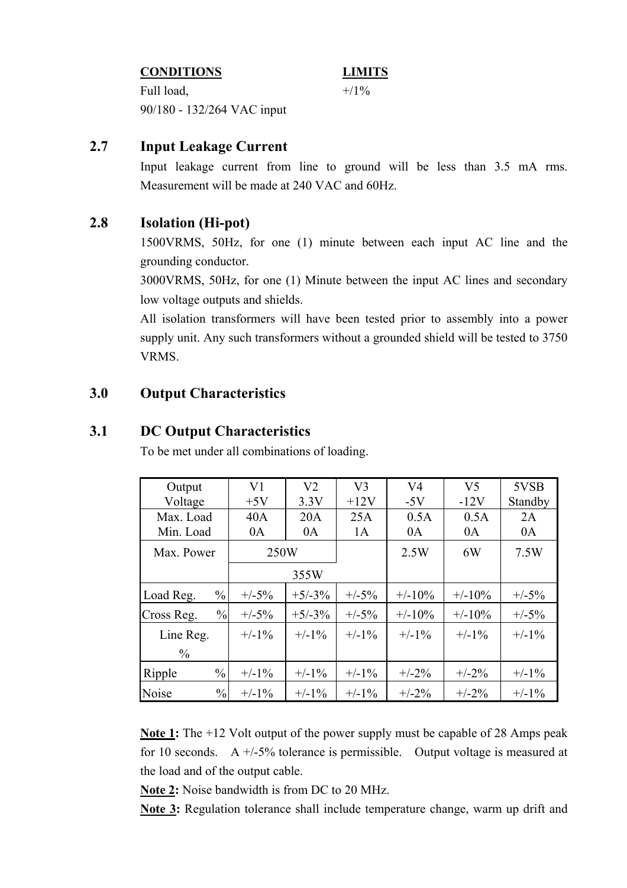| CONDITIONS | LIMITS |
|---|---|
| Full load, 90/180 - 132/264 VAC input | +/1% |

## 2.7 Input Leakage Current

Input leakage current from line to ground will be less than 3.5 mA rms. Measurement will be made at 240 VAC and 60Hz.

## 2.8 Isolation (Hi-pot)

1500VRMS, 50Hz, for one (1) minute between each input AC line and the grounding conductor.

3000VRMS, 50Hz, for one (1) Minute between the input AC lines and secondary low voltage outputs and shields.

All isolation transformers will have been tested prior to assembly into a power supply unit. Any such transformers without a grounded shield will be tested to 3750 VRMS.

# 3.0 Output Characteristics

## 3.1 DC Output Characteristics

To be met under all combinations of loading.

| Output Voltage | V1 +5V | V2 3.3V | V3 +12V | V4 -5V | V5 -12V | 5VSB Standby |
|---|---|---|---|---|---|---|
| Max. Load / Min. Load | 40A / 0A | 20A / 0A | 25A / 1A | 0.5A / 0A | 0.5A / 0A | 2A / 0A |
| Max. Power | 250W | | | 2.5W | 6W | 7.5W |
| | 355W | | | | | |
| Load Reg. % | +/-5% | +5/-3% | +/-5% | +/-10% | +/-10% | +/-5% |
| Cross Reg. % | +/-5% | +5/-3% | +/-5% | +/-10% | +/-10% | +/-5% |
| Line Reg. % | +/-1% | +/-1% | +/-1% | +/-1% | +/-1% | +/-1% |
| Ripple % | +/-1% | +/-1% | +/-1% | +/-2% | +/-2% | +/-1% |
| Noise % | +/-1% | +/-1% | +/-1% | +/-2% | +/-2% | +/-1% |

**Note 1:** The +12 Volt output of the power supply must be capable of 28 Amps peak for 10 seconds. A +/-5% tolerance is permissible. Output voltage is measured at the load and of the output cable.

**Note 2:** Noise bandwidth is from DC to 20 MHz.

**Note 3:** Regulation tolerance shall include temperature change, warm up drift and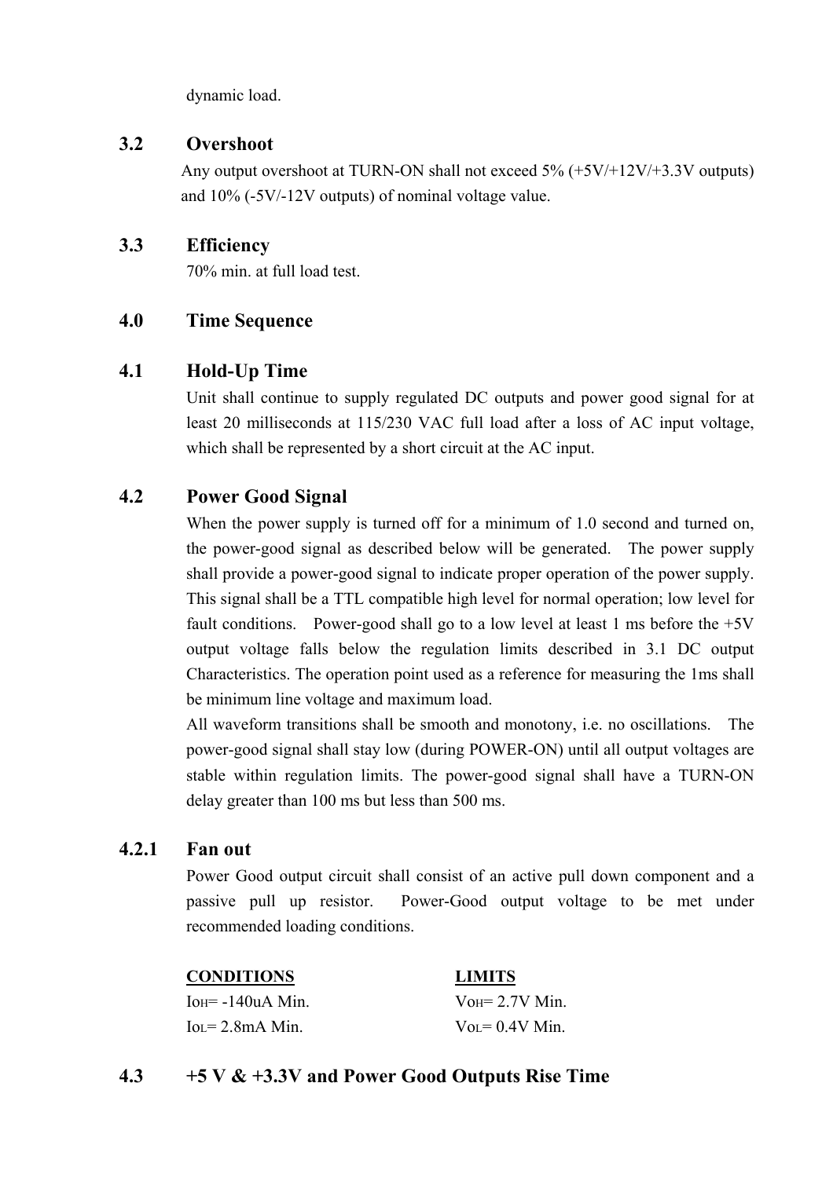dynamic load.

## 3.2 Overshoot

Any output overshoot at TURN-ON shall not exceed 5% (+5V/+12V/+3.3V outputs) and 10% (-5V/-12V outputs) of nominal voltage value.

## 3.3 Efficiency

70% min. at full load test.

# 4.0 Time Sequence

## 4.1 Hold-Up Time

Unit shall continue to supply regulated DC outputs and power good signal for at least 20 milliseconds at 115/230 VAC full load after a loss of AC input voltage, which shall be represented by a short circuit at the AC input.

## 4.2 Power Good Signal

When the power supply is turned off for a minimum of 1.0 second and turned on, the power-good signal as described below will be generated. The power supply shall provide a power-good signal to indicate proper operation of the power supply. This signal shall be a TTL compatible high level for normal operation; low level for fault conditions. Power-good shall go to a low level at least 1 ms before the +5V output voltage falls below the regulation limits described in 3.1 DC output Characteristics. The operation point used as a reference for measuring the 1ms shall be minimum line voltage and maximum load.

All waveform transitions shall be smooth and monotony, i.e. no oscillations. The power-good signal shall stay low (during POWER-ON) until all output voltages are stable within regulation limits. The power-good signal shall have a TURN-ON delay greater than 100 ms but less than 500 ms.

### 4.2.1 Fan out

Power Good output circuit shall consist of an active pull down component and a passive pull up resistor. Power-Good output voltage to be met under recommended loading conditions.

| **CONDITIONS** | **LIMITS** |
| --- | --- |
| $I_{OH}$= -140uA Min. | $V_{OH}$= 2.7V Min. |
| $I_{OL}$= 2.8mA Min. | $V_{OL}$= 0.4V Min. |

## 4.3 +5 V & +3.3V and Power Good Outputs Rise Time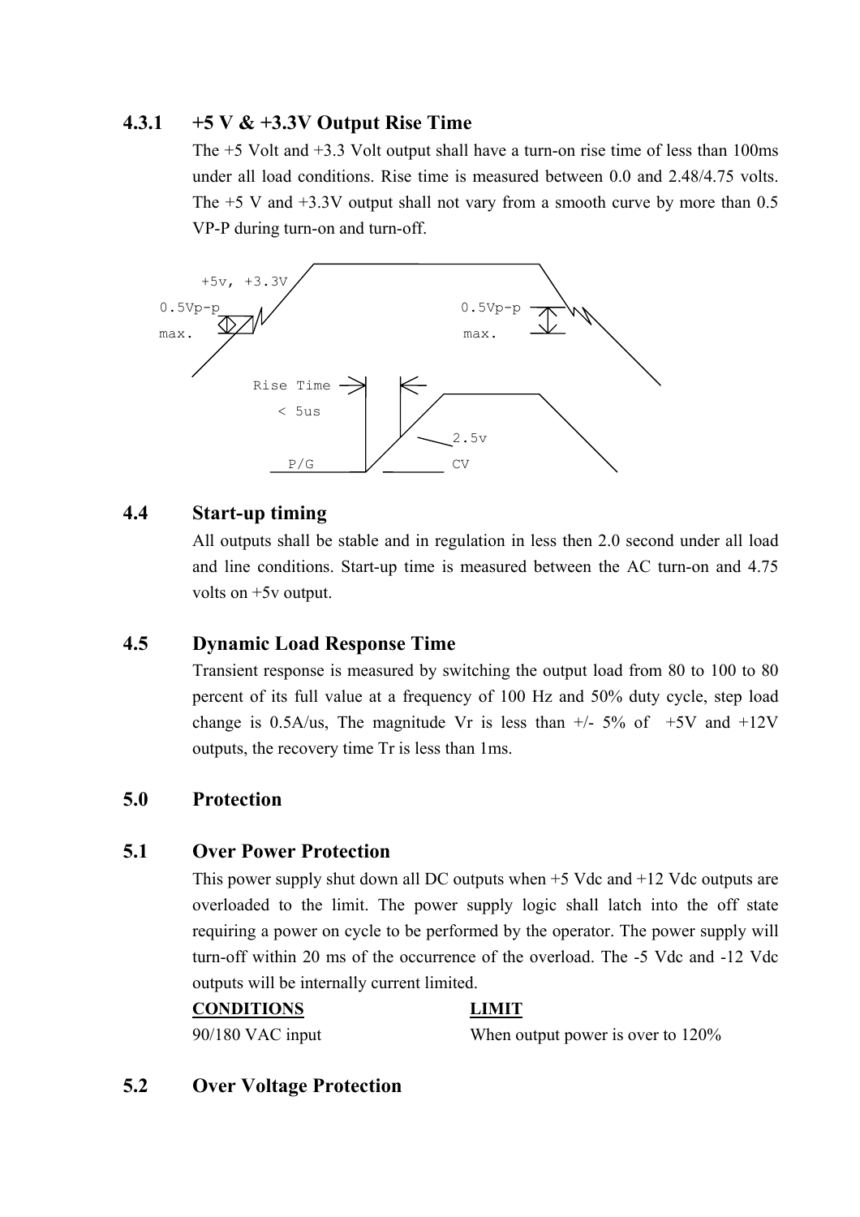### 4.3.1 +5 V & +3.3V Output Rise Time

The +5 Volt and +3.3 Volt output shall have a turn-on rise time of less than 100ms under all load conditions. Rise time is measured between 0.0 and 2.48/4.75 volts. The +5 V and +3.3V output shall not vary from a smooth curve by more than 0.5 VP-P during turn-on and turn-off.

```
+5v, +3.3V
0.5Vp-p                         0.5Vp-p
max.                            max.

Rise Time
 < 5us
                    2.5v
P/G                 CV
```

### 4.4 Start-up timing

All outputs shall be stable and in regulation in less then 2.0 second under all load and line conditions. Start-up time is measured between the AC turn-on and 4.75 volts on +5v output.

### 4.5 Dynamic Load Response Time

Transient response is measured by switching the output load from 80 to 100 to 80 percent of its full value at a frequency of 100 Hz and 50% duty cycle, step load change is 0.5A/us, The magnitude Vr is less than +/- 5% of +5V and +12V outputs, the recovery time Tr is less than 1ms.

## 5.0 Protection

### 5.1 Over Power Protection

This power supply shut down all DC outputs when +5 Vdc and +12 Vdc outputs are overloaded to the limit. The power supply logic shall latch into the off state requiring a power on cycle to be performed by the operator. The power supply will turn-off within 20 ms of the occurrence of the overload. The -5 Vdc and -12 Vdc outputs will be internally current limited.

| CONDITIONS | LIMIT |
|---|---|
| 90/180 VAC input | When output power is over to 120% |

### 5.2 Over Voltage Protection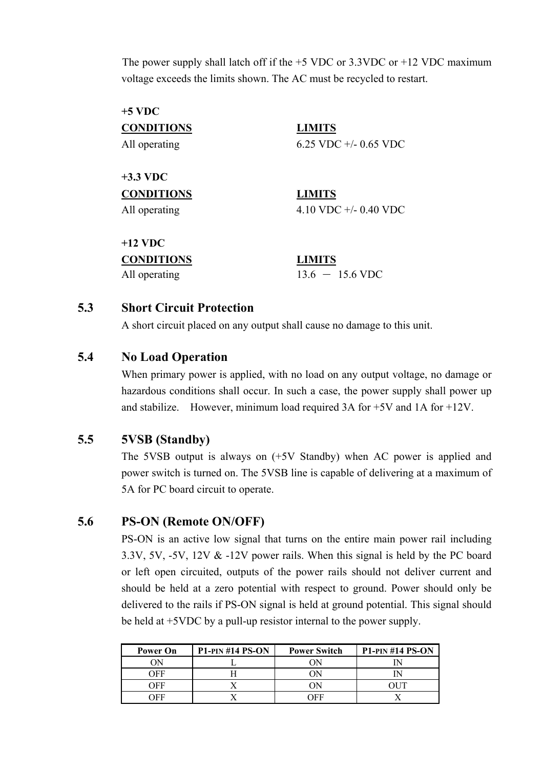The power supply shall latch off if the +5 VDC or 3.3VDC or +12 VDC maximum voltage exceeds the limits shown. The AC must be recycled to restart.

**+5 VDC**

| **CONDITIONS** | **LIMITS** |
|---|---|
| All operating | 6.25 VDC +/- 0.65 VDC |

**+3.3 VDC**

| **CONDITIONS** | **LIMITS** |
|---|---|
| All operating | 4.10 VDC +/- 0.40 VDC |

**+12 VDC**

| **CONDITIONS** | **LIMITS** |
|---|---|
| All operating | 13.6 － 15.6 VDC |

## 5.3 Short Circuit Protection

A short circuit placed on any output shall cause no damage to this unit.

## 5.4 No Load Operation

When primary power is applied, with no load on any output voltage, no damage or hazardous conditions shall occur. In such a case, the power supply shall power up and stabilize. However, minimum load required 3A for +5V and 1A for +12V.

## 5.5 5VSB (Standby)

The 5VSB output is always on (+5V Standby) when AC power is applied and power switch is turned on. The 5VSB line is capable of delivering at a maximum of 5A for PC board circuit to operate.

## 5.6 PS-ON (Remote ON/OFF)

PS-ON is an active low signal that turns on the entire main power rail including 3.3V, 5V, -5V, 12V & -12V power rails. When this signal is held by the PC board or left open circuited, outputs of the power rails should not deliver current and should be held at a zero potential with respect to ground. Power should only be delivered to the rails if PS-ON signal is held at ground potential. This signal should be held at +5VDC by a pull-up resistor internal to the power supply.

| Power On | P1-PIN #14 PS-ON | Power Switch | P1-PIN #14 PS-ON |
|---|---|---|---|
| ON | L | ON | IN |
| OFF | H | ON | IN |
| OFF | X | ON | OUT |
| OFF | X | OFF | X |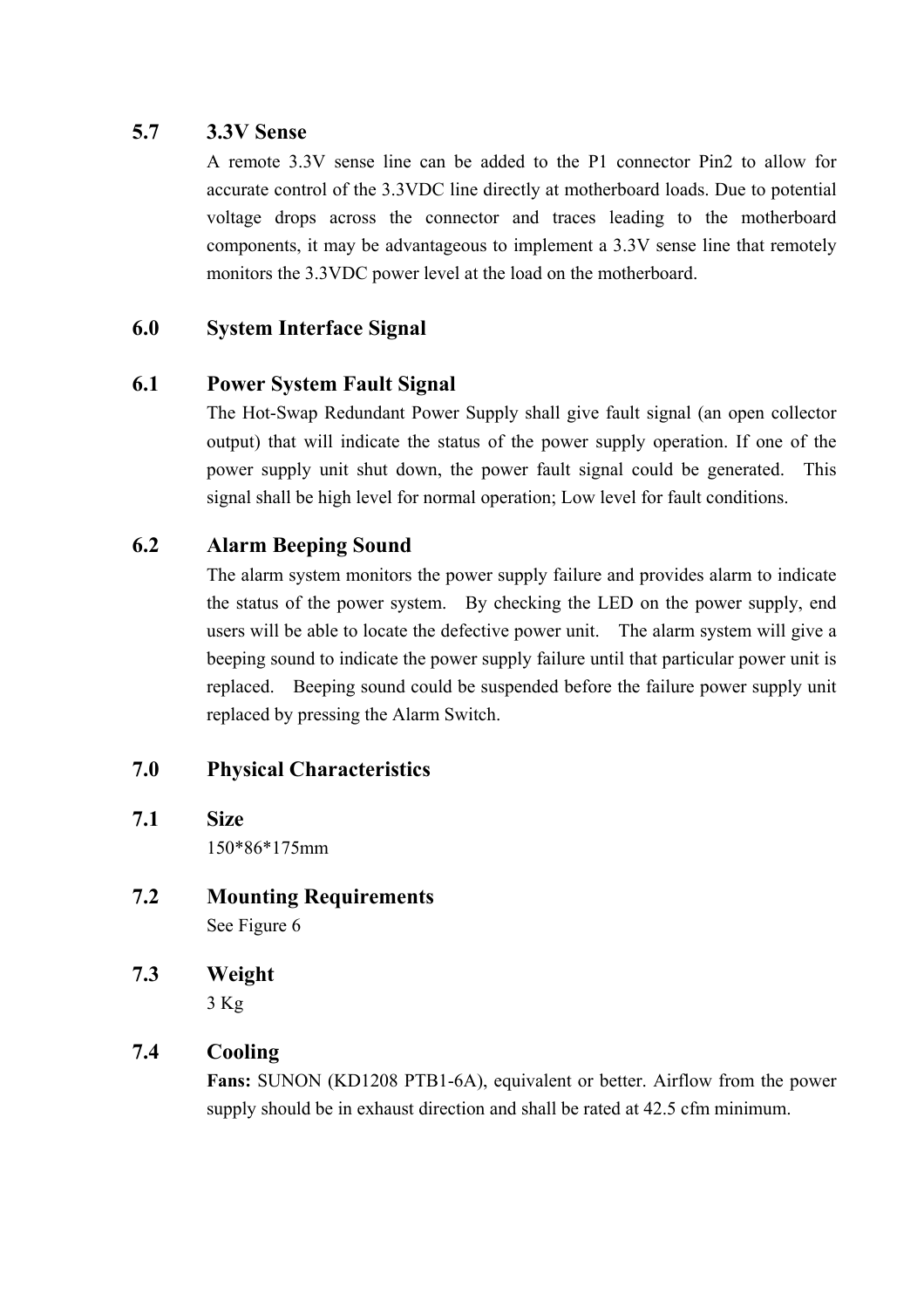## 5.7 3.3V Sense

A remote 3.3V sense line can be added to the P1 connector Pin2 to allow for accurate control of the 3.3VDC line directly at motherboard loads. Due to potential voltage drops across the connector and traces leading to the motherboard components, it may be advantageous to implement a 3.3V sense line that remotely monitors the 3.3VDC power level at the load on the motherboard.

# 6.0 System Interface Signal

## 6.1 Power System Fault Signal

The Hot-Swap Redundant Power Supply shall give fault signal (an open collector output) that will indicate the status of the power supply operation. If one of the power supply unit shut down, the power fault signal could be generated. This signal shall be high level for normal operation; Low level for fault conditions.

## 6.2 Alarm Beeping Sound

The alarm system monitors the power supply failure and provides alarm to indicate the status of the power system. By checking the LED on the power supply, end users will be able to locate the defective power unit. The alarm system will give a beeping sound to indicate the power supply failure until that particular power unit is replaced. Beeping sound could be suspended before the failure power supply unit replaced by pressing the Alarm Switch.

# 7.0 Physical Characteristics

## 7.1 Size

150*86*175mm

## 7.2 Mounting Requirements

See Figure 6

## 7.3 Weight

3 Kg

## 7.4 Cooling

**Fans:** SUNON (KD1208 PTB1-6A), equivalent or better. Airflow from the power supply should be in exhaust direction and shall be rated at 42.5 cfm minimum.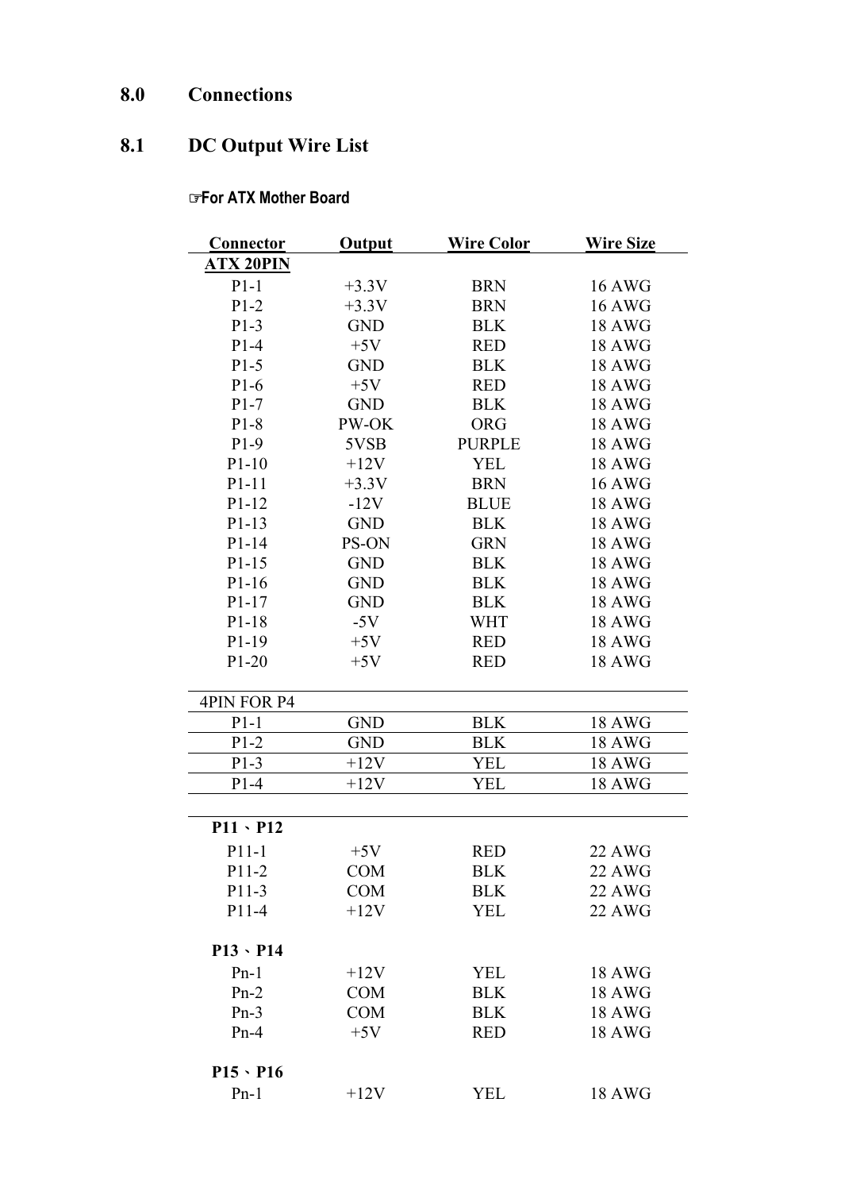# 8.0 Connections

## 8.1 DC Output Wire List

**☞For ATX Mother Board**

| Connector | Output | Wire Color | Wire Size |
|---|---|---|---|
| **ATX 20PIN** | | | |
| P1-1 | +3.3V | BRN | 16 AWG |
| P1-2 | +3.3V | BRN | 16 AWG |
| P1-3 | GND | BLK | 18 AWG |
| P1-4 | +5V | RED | 18 AWG |
| P1-5 | GND | BLK | 18 AWG |
| P1-6 | +5V | RED | 18 AWG |
| P1-7 | GND | BLK | 18 AWG |
| P1-8 | PW-OK | ORG | 18 AWG |
| P1-9 | 5VSB | PURPLE | 18 AWG |
| P1-10 | +12V | YEL | 18 AWG |
| P1-11 | +3.3V | BRN | 16 AWG |
| P1-12 | -12V | BLUE | 18 AWG |
| P1-13 | GND | BLK | 18 AWG |
| P1-14 | PS-ON | GRN | 18 AWG |
| P1-15 | GND | BLK | 18 AWG |
| P1-16 | GND | BLK | 18 AWG |
| P1-17 | GND | BLK | 18 AWG |
| P1-18 | -5V | WHT | 18 AWG |
| P1-19 | +5V | RED | 18 AWG |
| P1-20 | +5V | RED | 18 AWG |
| 4PIN FOR P4 | | | |
| P1-1 | GND | BLK | 18 AWG |
| P1-2 | GND | BLK | 18 AWG |
| P1-3 | +12V | YEL | 18 AWG |
| P1-4 | +12V | YEL | 18 AWG |
| **P11、P12** | | | |
| P11-1 | +5V | RED | 22 AWG |
| P11-2 | COM | BLK | 22 AWG |
| P11-3 | COM | BLK | 22 AWG |
| P11-4 | +12V | YEL | 22 AWG |
| **P13、P14** | | | |
| Pn-1 | +12V | YEL | 18 AWG |
| Pn-2 | COM | BLK | 18 AWG |
| Pn-3 | COM | BLK | 18 AWG |
| Pn-4 | +5V | RED | 18 AWG |
| **P15、P16** | | | |
| Pn-1 | +12V | YEL | 18 AWG |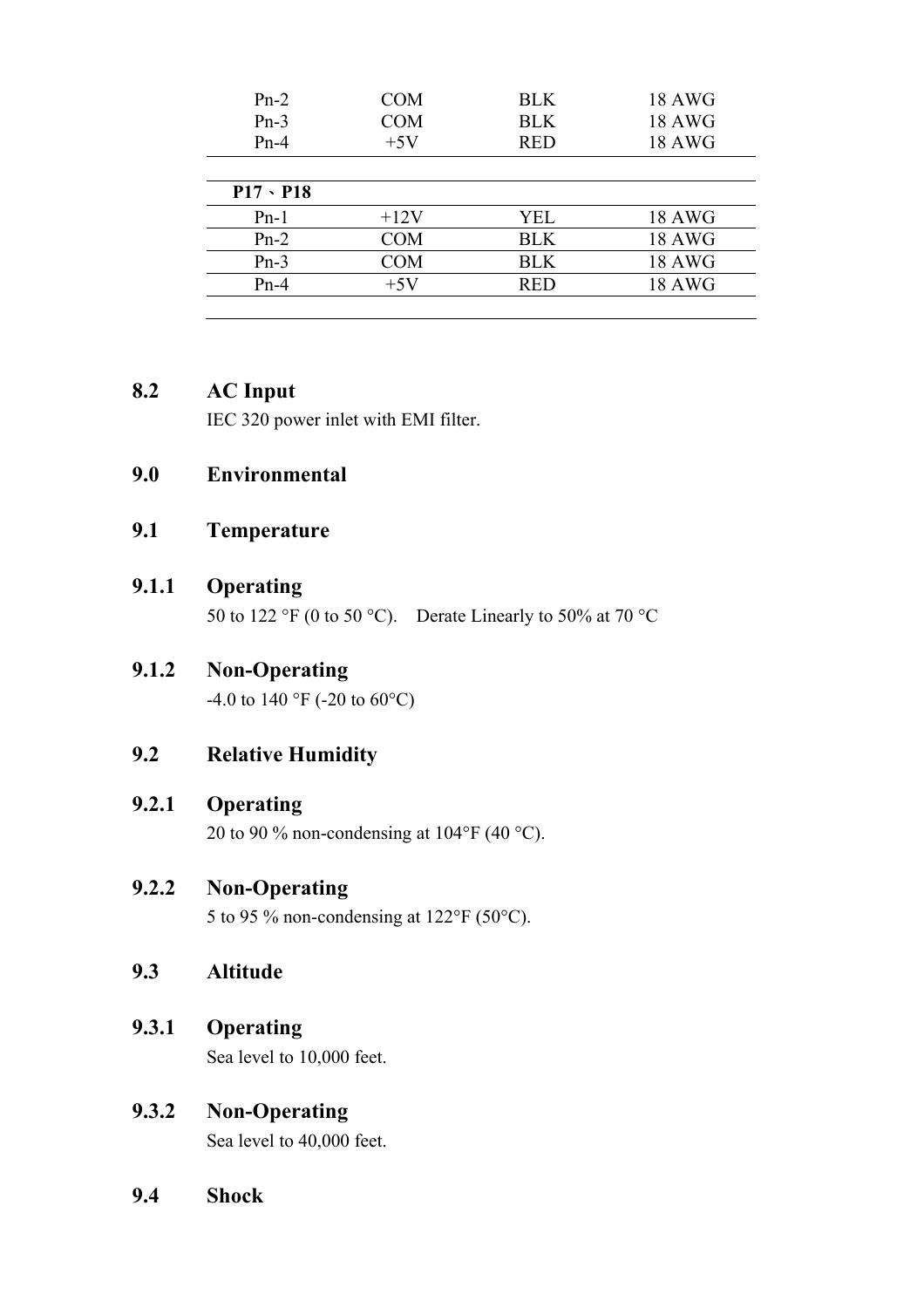| | | | |
|---|---|---|---|
| Pn-2 | COM | BLK | 18 AWG |
| Pn-3 | COM | BLK | 18 AWG |
| Pn-4 | +5V | RED | 18 AWG |

| **P17、P18** | | | |
|---|---|---|---|
| Pn-1 | +12V | YEL | 18 AWG |
| Pn-2 | COM | BLK | 18 AWG |
| Pn-3 | COM | BLK | 18 AWG |
| Pn-4 | +5V | RED | 18 AWG |

## 8.2 AC Input

IEC 320 power inlet with EMI filter.

# 9.0 Environmental

## 9.1 Temperature

### 9.1.1 Operating

50 to 122 °F (0 to 50 °C).  Derate Linearly to 50% at 70 °C

### 9.1.2 Non-Operating

-4.0 to 140 °F (-20 to 60°C)

## 9.2 Relative Humidity

### 9.2.1 Operating

20 to 90 % non-condensing at 104°F (40 °C).

### 9.2.2 Non-Operating

5 to 95 % non-condensing at 122°F (50°C).

## 9.3 Altitude

### 9.3.1 Operating

Sea level to 10,000 feet.

### 9.3.2 Non-Operating

Sea level to 40,000 feet.

## 9.4 Shock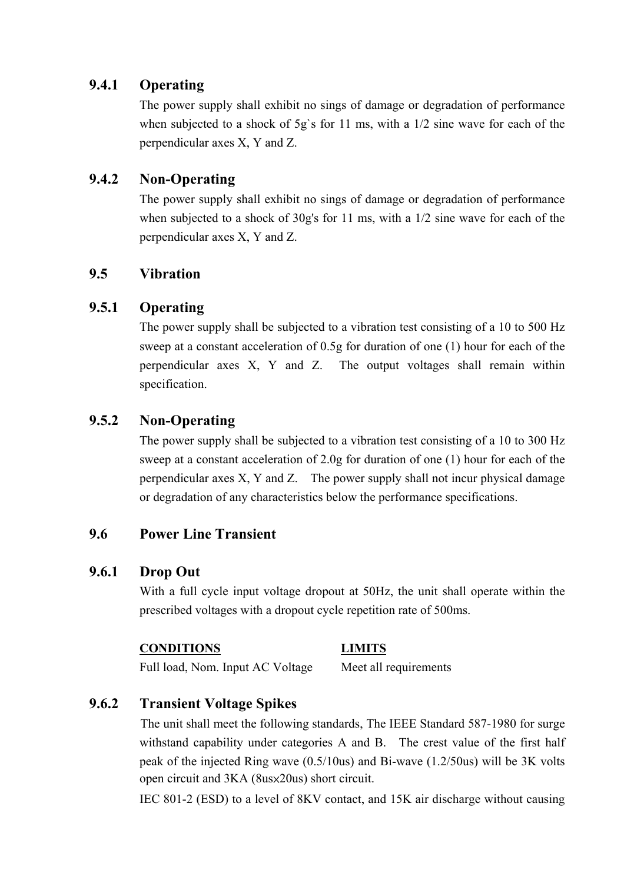### 9.4.1 Operating

The power supply shall exhibit no sings of damage or degradation of performance when subjected to a shock of 5g`s for 11 ms, with a 1/2 sine wave for each of the perpendicular axes X, Y and Z.

### 9.4.2 Non-Operating

The power supply shall exhibit no sings of damage or degradation of performance when subjected to a shock of 30g's for 11 ms, with a 1/2 sine wave for each of the perpendicular axes X, Y and Z.

## 9.5 Vibration

### 9.5.1 Operating

The power supply shall be subjected to a vibration test consisting of a 10 to 500 Hz sweep at a constant acceleration of 0.5g for duration of one (1) hour for each of the perpendicular axes X, Y and Z. The output voltages shall remain within specification.

### 9.5.2 Non-Operating

The power supply shall be subjected to a vibration test consisting of a 10 to 300 Hz sweep at a constant acceleration of 2.0g for duration of one (1) hour for each of the perpendicular axes X, Y and Z. The power supply shall not incur physical damage or degradation of any characteristics below the performance specifications.

## 9.6 Power Line Transient

### 9.6.1 Drop Out

With a full cycle input voltage dropout at 50Hz, the unit shall operate within the prescribed voltages with a dropout cycle repetition rate of 500ms.

| CONDITIONS | LIMITS |
|---|---|
| Full load, Nom. Input AC Voltage | Meet all requirements |

### 9.6.2 Transient Voltage Spikes

The unit shall meet the following standards, The IEEE Standard 587-1980 for surge withstand capability under categories A and B. The crest value of the first half peak of the injected Ring wave (0.5/10us) and Bi-wave (1.2/50us) will be 3K volts open circuit and 3KA (8us×20us) short circuit.

IEC 801-2 (ESD) to a level of 8KV contact, and 15K air discharge without causing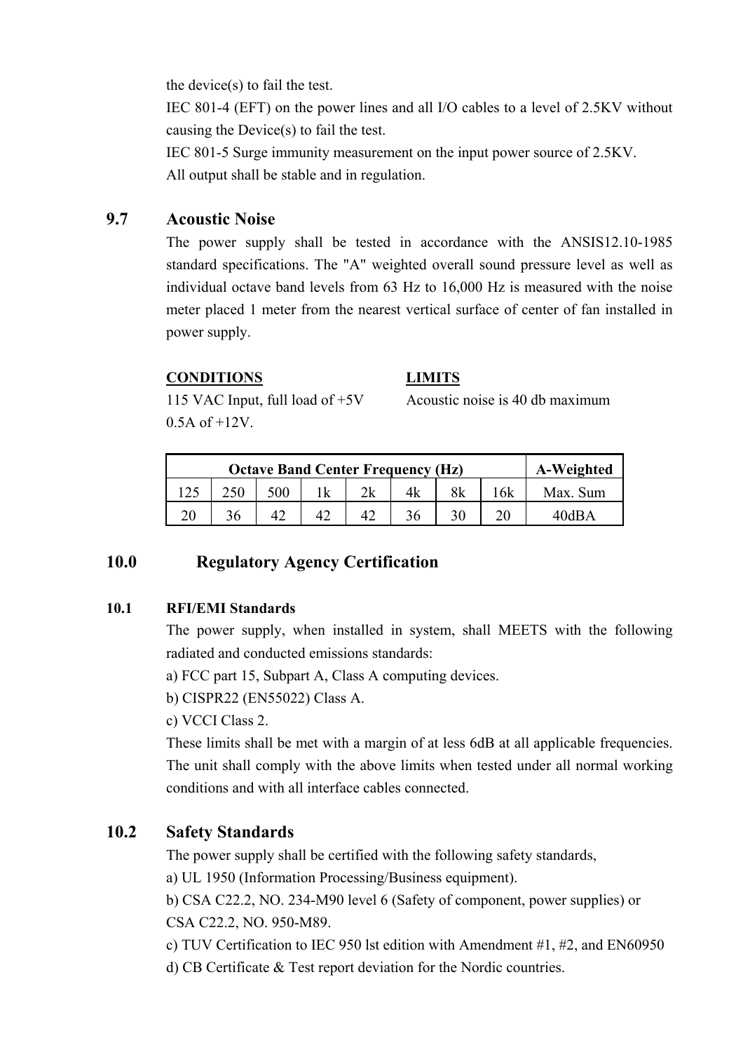the device(s) to fail the test.

IEC 801-4 (EFT) on the power lines and all I/O cables to a level of 2.5KV without causing the Device(s) to fail the test.

IEC 801-5 Surge immunity measurement on the input power source of 2.5KV.

All output shall be stable and in regulation.

## 9.7 Acoustic Noise

The power supply shall be tested in accordance with the ANSIS12.10-1985 standard specifications. The "A" weighted overall sound pressure level as well as individual octave band levels from 63 Hz to 16,000 Hz is measured with the noise meter placed 1 meter from the nearest vertical surface of center of fan installed in power supply.

| **CONDITIONS** | **LIMITS** |
|---|---|
| 115 VAC Input, full load of +5V 0.5A of +12V. | Acoustic noise is 40 db maximum |

| Octave Band Center Frequency (Hz) | | | | | | | | A-Weighted |
|---|---|---|---|---|---|---|---|---|
| 125 | 250 | 500 | 1k | 2k | 4k | 8k | 16k | Max. Sum |
| 20 | 36 | 42 | 42 | 42 | 36 | 30 | 20 | 40dBA |

# 10.0 Regulatory Agency Certification

### 10.1 RFI/EMI Standards

The power supply, when installed in system, shall MEETS with the following radiated and conducted emissions standards:

a) FCC part 15, Subpart A, Class A computing devices.

b) CISPR22 (EN55022) Class A.

c) VCCI Class 2.

These limits shall be met with a margin of at less 6dB at all applicable frequencies. The unit shall comply with the above limits when tested under all normal working conditions and with all interface cables connected.

## 10.2 Safety Standards

The power supply shall be certified with the following safety standards,

a) UL 1950 (Information Processing/Business equipment).

b) CSA C22.2, NO. 234-M90 level 6 (Safety of component, power supplies) or CSA C22.2, NO. 950-M89.

c) TUV Certification to IEC 950 lst edition with Amendment #1, #2, and EN60950

d) CB Certificate & Test report deviation for the Nordic countries.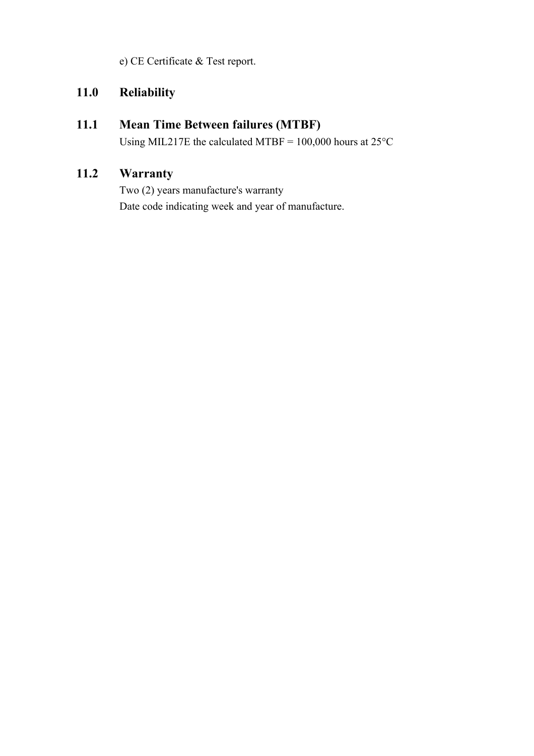e) CE Certificate & Test report.

## 11.0 Reliability

### 11.1 Mean Time Between failures (MTBF)

Using MIL217E the calculated MTBF = 100,000 hours at 25°C

### 11.2 Warranty

Two (2) years manufacture's warranty

Date code indicating week and year of manufacture.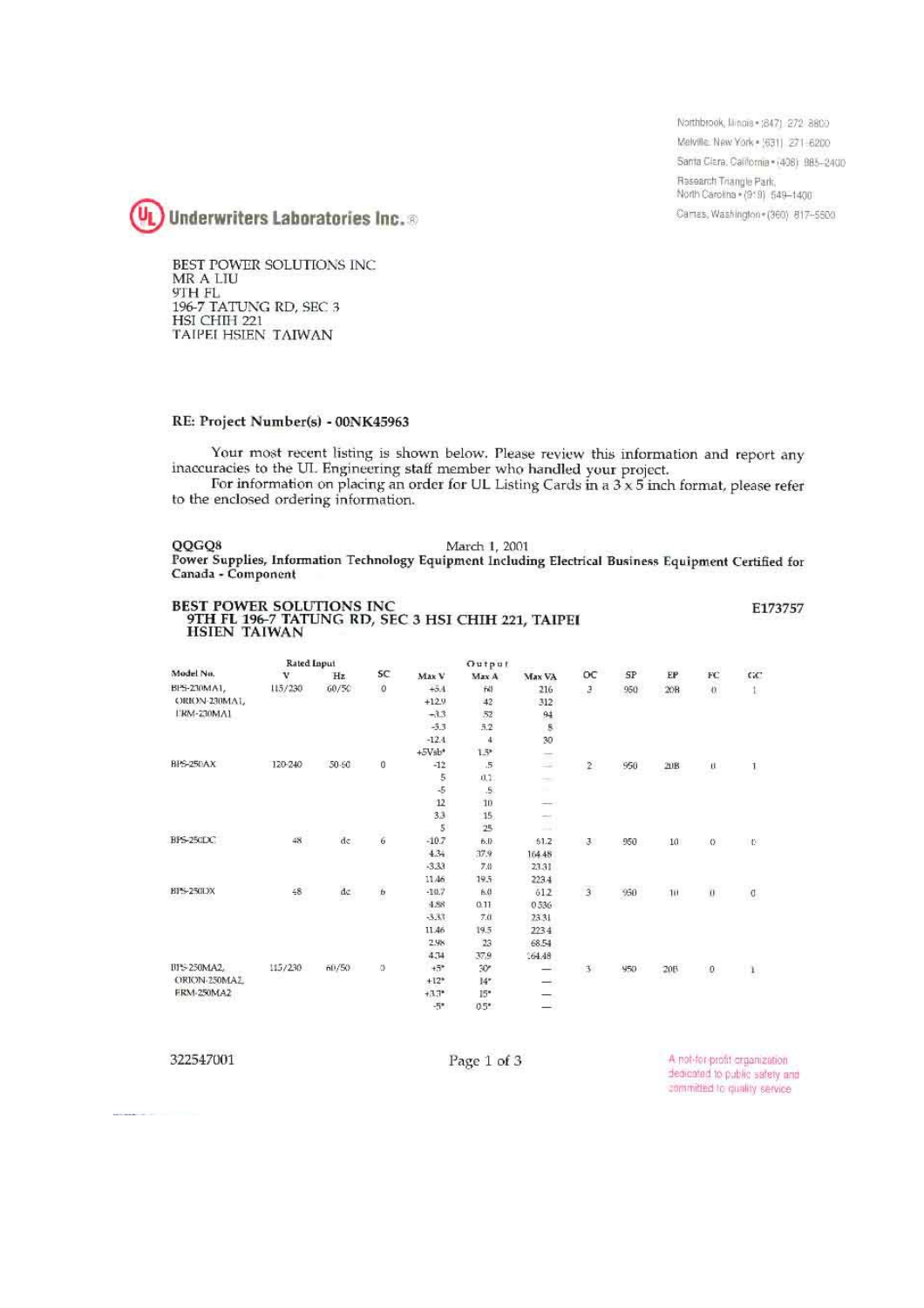Northbrook, Illinois • (847) 272-8800
Melville, New York • (631) 271-6200
Santa Clara, California • (408) 985-2400
Research Triangle Park, North Carolina • (919) 549-1400
Camas, Washington • (360) 817-5500

**Underwriters Laboratories Inc.**®

BEST POWER SOLUTIONS INC
MR A LIU
9TH FL
196-7 TATUNG RD, SEC 3
HSI CHIH 221
TAIPEI HSIEN TAIWAN

**RE: Project Number(s) - 00NK45963**

Your most recent listing is shown below. Please review this information and report any inaccuracies to the UL Engineering staff member who handled your project.

For information on placing an order for UL Listing Cards in a 3 x 5 inch format, please refer to the enclosed ordering information.

**QQGQ8** March 1, 2001

**Power Supplies, Information Technology Equipment Including Electrical Business Equipment Certified for Canada - Component**

**BEST POWER SOLUTIONS INC** **E173757**
**9TH FL 196-7 TATUNG RD, SEC 3 HSI CHIH 221, TAIPEI HSIEN TAIWAN**

| Model No. | Rated Input V | Hz | SC | Output Max V | Max A | Max VA | OC | SP | EP | FC | GC |
|---|---|---|---|---|---|---|---|---|---|---|---|
| BPS-230MA1, ORION-230MA1, ERM-230MA1 | 115/230 | 60/50 | 0 | +5.4 | 60 | 216 | 3 | 950 | 20B | 0 | 1 |
| | | | | +12.9 | 42 | 312 | | | | | |
| | | | | -3.3 | 52 | 94 | | | | | |
| | | | | -3.3 | 3.2 | 8 | | | | | |
| | | | | -12.4 | 4 | 30 | | | | | |
| | | | | +5Vsb* | 1.5* | — | | | | | |
| BPS-250AX | 120-240 | 50-60 | 0 | -12 | .5 | — | 2 | 950 | 20B | 0 | 1 |
| | | | | 5 | 0.1 | — | | | | | |
| | | | | -5 | .5 | — | | | | | |
| | | | | 12 | 10 | — | | | | | |
| | | | | 3.3 | 15 | — | | | | | |
| | | | | 5 | 25 | — | | | | | |
| BPS-250DC | 48 | dc | 6 | -10.7 | 6.0 | 61.2 | 3 | 950 | 10 | 0 | 0 |
| | | | | 4.34 | 37.9 | 164.48 | | | | | |
| | | | | -3.33 | 7.0 | 23.31 | | | | | |
| | | | | 11.46 | 19.5 | 223.4 | | | | | |
| BPS-250DX | 48 | dc | 6 | -10.7 | 6.0 | 61.2 | 3 | 950 | 10 | 0 | 0 |
| | | | | 4.88 | 0.11 | 0.536 | | | | | |
| | | | | -3.33 | 7.0 | 23.31 | | | | | |
| | | | | 11.46 | 19.5 | 223.4 | | | | | |
| | | | | 2.98 | 23 | 68.54 | | | | | |
| | | | | 4.34 | 37.9 | 164.48 | | | | | |
| BPS-250MA2, ORION-250MA2, ERM-250MA2 | 115/230 | 60/50 | 0 | +5* | 30* | — | 3 | 950 | 20B | 0 | 1 |
| | | | | +12* | 14* | — | | | | | |
| | | | | +3.3* | 15* | — | | | | | |
| | | | | -5* | 0.5* | — | | | | | |

322547001

A not-for-profit organization dedicated to public safety and committed to quality service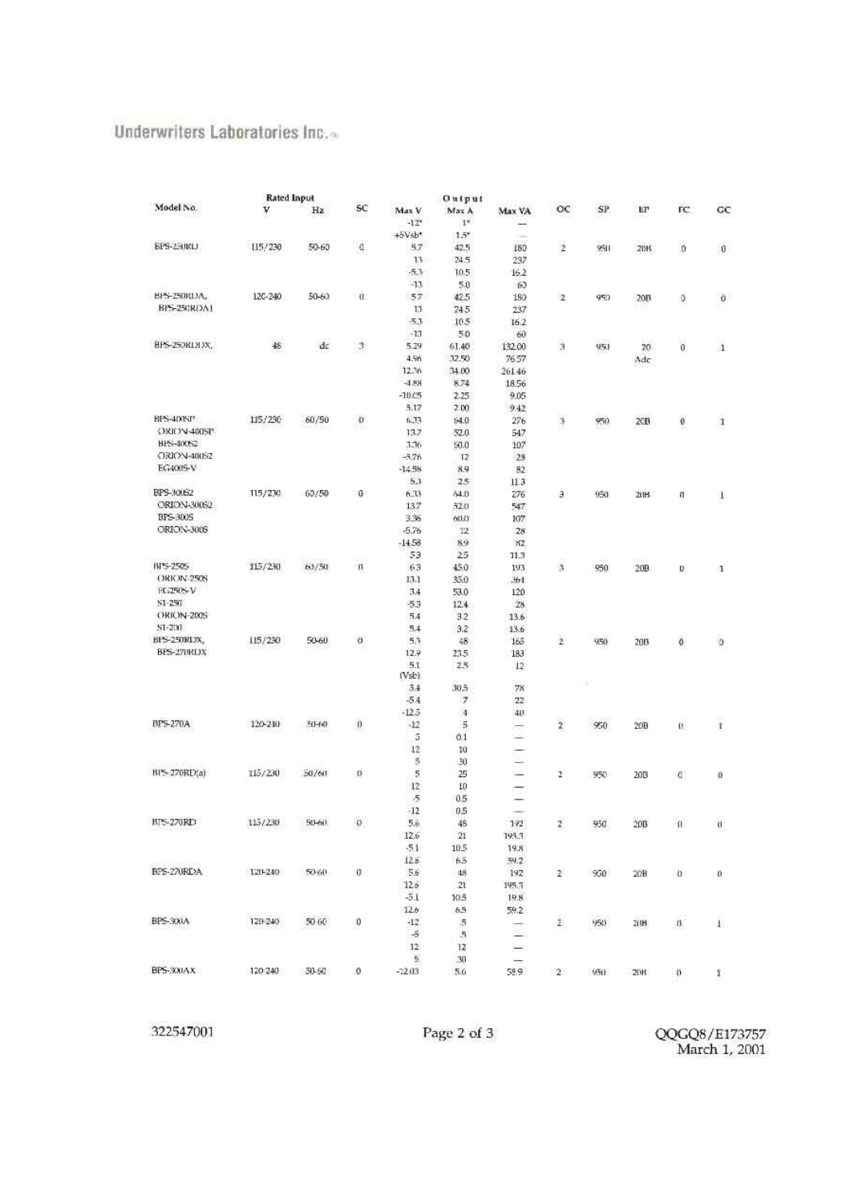Underwriters Laboratories Inc.

| Model No. | Rated Input V | Rated Input Hz | SC | Output Max V | Output Max A | Output Max VA | OC | SP | EP | FC | GC |
|---|---|---|---|---|---|---|---|---|---|---|---|
| | | | | -12* | 1* | — | | | | | |
| | | | | +5Vsb* | 1.5* | — | | | | | |
| BPS-250RD | 115/230 | 50-60 | 0 | 5.7 | 42.5 | 180 | 2 | 950 | 20B | 0 | 0 |
| | | | | 13 | 24.5 | 237 | | | | | |
| | | | | -5.3 | 10.5 | 16.2 | | | | | |
| | | | | -13 | 5.0 | 60 | | | | | |
| BPS-250RDA, BPS-250RDA1 | 120-240 | 50-60 | 0 | 5.7 | 42.5 | 180 | 2 | 950 | 20B | 0 | 0 |
| | | | | 13 | 24.5 | 237 | | | | | |
| | | | | -5.3 | 10.5 | 16.2 | | | | | |
| | | | | -13 | 5.0 | 60 | | | | | |
| BPS-250RDDX, | 48 | dc | 3 | 5.29 | 61.40 | 132.00 | 3 | 950 | 20 Adc | 0 | 1 |
| | | | | 4.96 | 32.50 | 76.57 | | | | | |
| | | | | 12.36 | 34.00 | 261.46 | | | | | |
| | | | | -4.88 | 8.74 | 18.56 | | | | | |
| | | | | -10.05 | 2.25 | 9.05 | | | | | |
| | | | | 5.17 | 2.00 | 9.42 | | | | | |
| BPS-400SP ORION-400SP BPS-400S2 ORION-400S2 EG400S-V | 115/230 | 60/50 | 0 | 6.33 | 64.0 | 276 | 3 | 950 | 20B | 0 | 1 |
| | | | | 13.7 | 52.0 | 547 | | | | | |
| | | | | 3.36 | 50.0 | 107 | | | | | |
| | | | | -5.76 | 12 | 28 | | | | | |
| | | | | -14.58 | 8.9 | 82 | | | | | |
| | | | | 5.3 | 2.5 | 11.3 | | | | | |
| BPS-300S2 ORION-300S2 BPS-300S ORION-300S | 115/230 | 60/50 | 0 | 6.33 | 64.0 | 276 | 3 | 950 | 20B | 0 | 1 |
| | | | | 13.7 | 52.0 | 547 | | | | | |
| | | | | 3.36 | 60.0 | 107 | | | | | |
| | | | | -5.76 | 12 | 28 | | | | | |
| | | | | -14.58 | 8.9 | 82 | | | | | |
| | | | | 5.3 | 2.5 | 11.3 | | | | | |
| BPS-250S ORION-250S EG250S-V SI-250 ORION-200S SI-200 | 115/230 | 60/50 | 0 | 6.3 | 45.0 | 193 | 3 | 950 | 20B | 0 | 1 |
| | | | | 13.1 | 35.0 | 364 | | | | | |
| | | | | 3.4 | 53.0 | 120 | | | | | |
| | | | | -5.3 | 12.4 | 28 | | | | | |
| | | | | 5.4 | 3.2 | 13.6 | | | | | |
| | | | | 5.4 | 3.2 | 13.6 | | | | | |
| BPS-250RDX, BPS-270RDX | 115/230 | 50-60 | 0 | 5.3 | 48 | 165 | 2 | 950 | 20B | 0 | 0 |
| | | | | 12.9 | 23.5 | 183 | | | | | |
| | | | | 5.1 (Vsb) | 2.5 | 12 | | | | | |
| | | | | 3.4 | 30.5 | 78 | | | | | |
| | | | | -5.4 | 7 | 22 | | | | | |
| | | | | -12.5 | 4 | 40 | | | | | |
| BPS-270A | 120-240 | 50-60 | 0 | -12 | 5 | — | 2 | 950 | 20B | 0 | 1 |
| | | | | 5 | 0.1 | — | | | | | |
| | | | | 12 | 10 | — | | | | | |
| | | | | 5 | 30 | — | | | | | |
| BPS-270RD(a) | 115/230 | 50/60 | 0 | 5 | 25 | — | 2 | 950 | 20B | 0 | 0 |
| | | | | 12 | 10 | — | | | | | |
| | | | | -5 | 0.5 | — | | | | | |
| | | | | -12 | 0.5 | — | | | | | |
| BPS-270RD | 115/230 | 50-60 | 0 | 5.6 | 48 | 192 | 2 | 950 | 20B | 0 | 0 |
| | | | | 12.6 | 21 | 195.3 | | | | | |
| | | | | -5.1 | 10.5 | 19.8 | | | | | |
| | | | | 12.6 | 6.5 | 59.2 | | | | | |
| BPS-270RDA | 120-240 | 50-60 | 0 | 5.6 | 48 | 192 | 2 | 950 | 20B | 0 | 0 |
| | | | | 12.6 | 21 | 195.3 | | | | | |
| | | | | -5.1 | 10.5 | 19.8 | | | | | |
| | | | | 12.6 | 6.5 | 59.2 | | | | | |
| BPS-300A | 120-240 | 50-60 | 0 | -12 | .5 | — | 2 | 950 | 20B | 0 | 1 |
| | | | | -5 | .5 | — | | | | | |
| | | | | 12 | 12 | — | | | | | |
| | | | | 5 | 30 | — | | | | | |
| BPS-300AX | 120-240 | 50-60 | 0 | -12.03 | 5.6 | 58.9 | 2 | 950 | 20B | 0 | 1 |

322547001

QQGQ8/E173757
March 1, 2001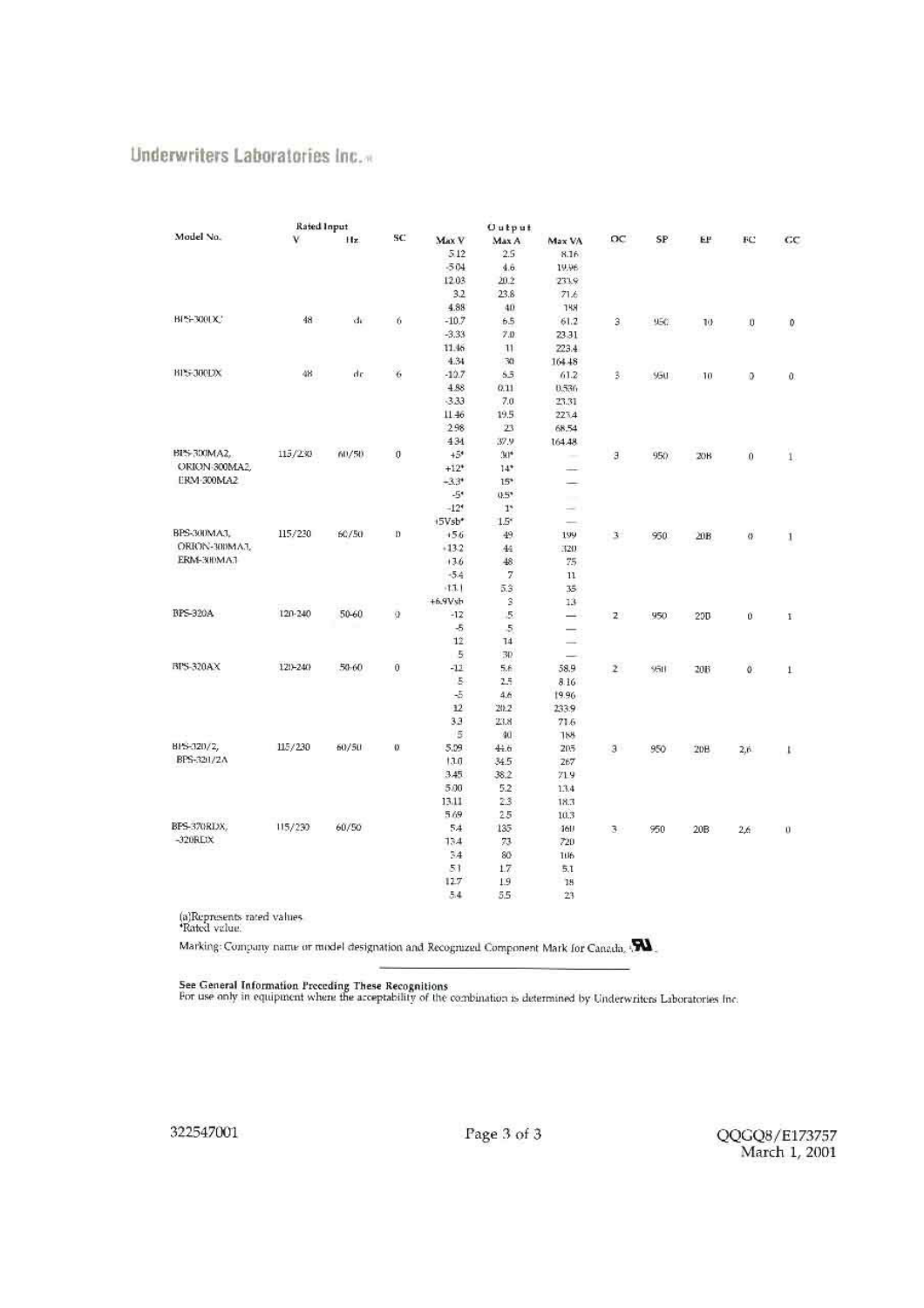Underwriters Laboratories Inc.

| Model No. | Rated Input V | Rated Input Hz | SC | Output Max V | Output Max A | Output Max VA | OC | SP | EP | FC | GC |
|---|---|---|---|---|---|---|---|---|---|---|---|
| | | | | 5.12 | 2.5 | 8.16 | | | | | |
| | | | | -5.04 | 4.6 | 19.96 | | | | | |
| | | | | 12.03 | 20.2 | 233.9 | | | | | |
| | | | | 3.2 | 23.8 | 71.6 | | | | | |
| | | | | 4.88 | 40 | 198 | | | | | |
| BPS-300DC | 48 | dc | 6 | -10.7 | 6.5 | 61.2 | 3 | 950 | 10 | 0 | 0 |
| | | | | -3.33 | 7.0 | 23.31 | | | | | |
| | | | | 11.46 | 11 | 223.4 | | | | | |
| | | | | 4.34 | 30 | 164.48 | | | | | |
| BPS-300DX | 48 | dc | 6 | -10.7 | 5.5 | 61.2 | 3 | 950 | 10 | 0 | 0 |
| | | | | 4.88 | 0.11 | 0.536 | | | | | |
| | | | | -3.33 | 7.0 | 23.31 | | | | | |
| | | | | 11.46 | 19.5 | 223.4 | | | | | |
| | | | | 2.98 | 23 | 68.54 | | | | | |
| | | | | 4.34 | 37.9 | 164.48 | | | | | |
| BPS-300MA2, ORION-300MA2, ERM-300MA2 | 115/230 | 60/50 | 0 | +5* | 30* | — | 3 | 950 | 20B | 0 | 1 |
| | | | | +12* | 14* | — | | | | | |
| | | | | -3.3* | 15* | — | | | | | |
| | | | | -5* | 0.5* | — | | | | | |
| | | | | -12* | 1* | — | | | | | |
| | | | | +5Vsb* | 1.5* | — | | | | | |
| BPS-300MA3, ORION-300MA3, ERM-300MA3 | 115/230 | 60/50 | 0 | +5.6 | 49 | 199 | 3 | 950 | 20B | 0 | 1 |
| | | | | +13.2 | 44 | 320 | | | | | |
| | | | | +3.6 | 48 | 75 | | | | | |
| | | | | -5.4 | 7 | 11 | | | | | |
| | | | | -13.1 | 5.3 | 35 | | | | | |
| | | | | +6.9Vsb | 3 | 13 | | | | | |
| BPS-320A | 120-240 | 50-60 | 0 | -12 | .5 | — | 2 | 950 | 20B | 0 | 1 |
| | | | | -5 | .5 | — | | | | | |
| | | | | 12 | 14 | — | | | | | |
| | | | | 5 | 30 | — | | | | | |
| BPS-320AX | 120-240 | 50-60 | 0 | -12 | 5.6 | 58.9 | 2 | 950 | 20B | 0 | 1 |
| | | | | 5 | 2.5 | 8.16 | | | | | |
| | | | | -5 | 4.6 | 19.96 | | | | | |
| | | | | 12 | 20.2 | 233.9 | | | | | |
| | | | | 3.3 | 23.8 | 71.6 | | | | | |
| | | | | 5 | 40 | 198 | | | | | |
| BPS-320/2, BPS-320/2A | 115/230 | 60/50 | 0 | 5.09 | 44.6 | 205 | 3 | 950 | 20B | 2,6 | 1 |
| | | | | 13.0 | 34.5 | 267 | | | | | |
| | | | | 3.45 | 38.2 | 71.9 | | | | | |
| | | | | 5.00 | 5.2 | 13.4 | | | | | |
| | | | | 13.11 | 2.3 | 18.3 | | | | | |
| | | | | 5.69 | 2.5 | 10.3 | | | | | |
| BPS-370RDX, -320RDX | 115/230 | 60/50 | | 5.4 | 135 | 160 | 3 | 950 | 20B | 2,6 | 0 |
| | | | | 13.4 | 73 | 720 | | | | | |
| | | | | 3.4 | 80 | 106 | | | | | |
| | | | | 5.1 | 1.7 | 5.1 | | | | | |
| | | | | 12.7 | 1.9 | 18 | | | | | |
| | | | | 5.4 | 5.5 | 23 | | | | | |

(a)Represents rated values.
*Rated value.

Marking: Company name or model designation and Recognized Component Mark for Canada.

**See General Information Preceding These Recognitions**
For use only in equipment where the acceptability of the combination is determined by Underwriters Laboratories Inc.

322547001

QQGQ8/E173757
March 1, 2001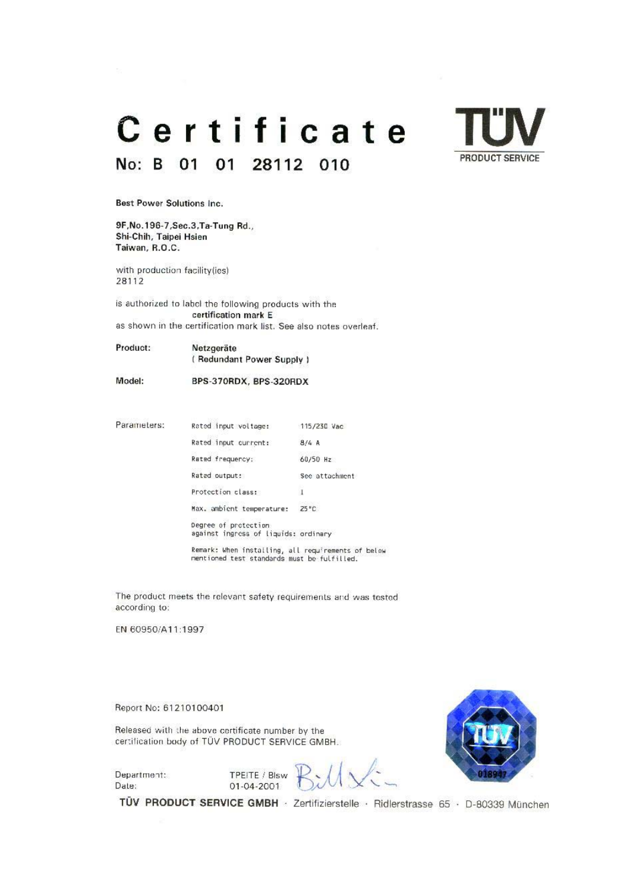# Certificate

## No: B 01 01 28112 010

TÜV PRODUCT SERVICE

**Best Power Solutions Inc.**

**9F,No.196-7,Sec.3,Ta-Tung Rd.,**
**Shi-Chih, Taipei Hsien**
**Taiwan, R.O.C.**

with production facility(ies)
28112

is authorized to label the following products with the
**certification mark E**
as shown in the certification mark list. See also notes overleaf.

| | |
|---|---|
| **Product:** | **Netzgeräte** <br> **( Redundant Power Supply )** |
| **Model:** | **BPS-370RDX, BPS-320RDX** |

Parameters:

| | |
|---|---|
| Rated input voltage: | 115/230 Vac |
| Rated input current: | 8/4 A |
| Rated frequency: | 60/50 Hz |
| Rated output: | See attachment |
| Protection class: | I |
| Max. ambient temperature: | 25°C |
| Degree of protection against ingress of liquids: | ordinary |

Remark: When installing, all requirements of below mentioned test standards must be fulfilled.

The product meets the relevant safety requirements and was tested according to:

EN 60950/A11:1997

Report No: 61210100401

Released with the above certificate number by the certification body of TÜV PRODUCT SERVICE GMBH.

Department: TPEITE / Blsw
Date: 01-04-2001

018947

**TÜV PRODUCT SERVICE GMBH** · Zertifizierstelle · Ridlerstrasse 65 · D-80339 München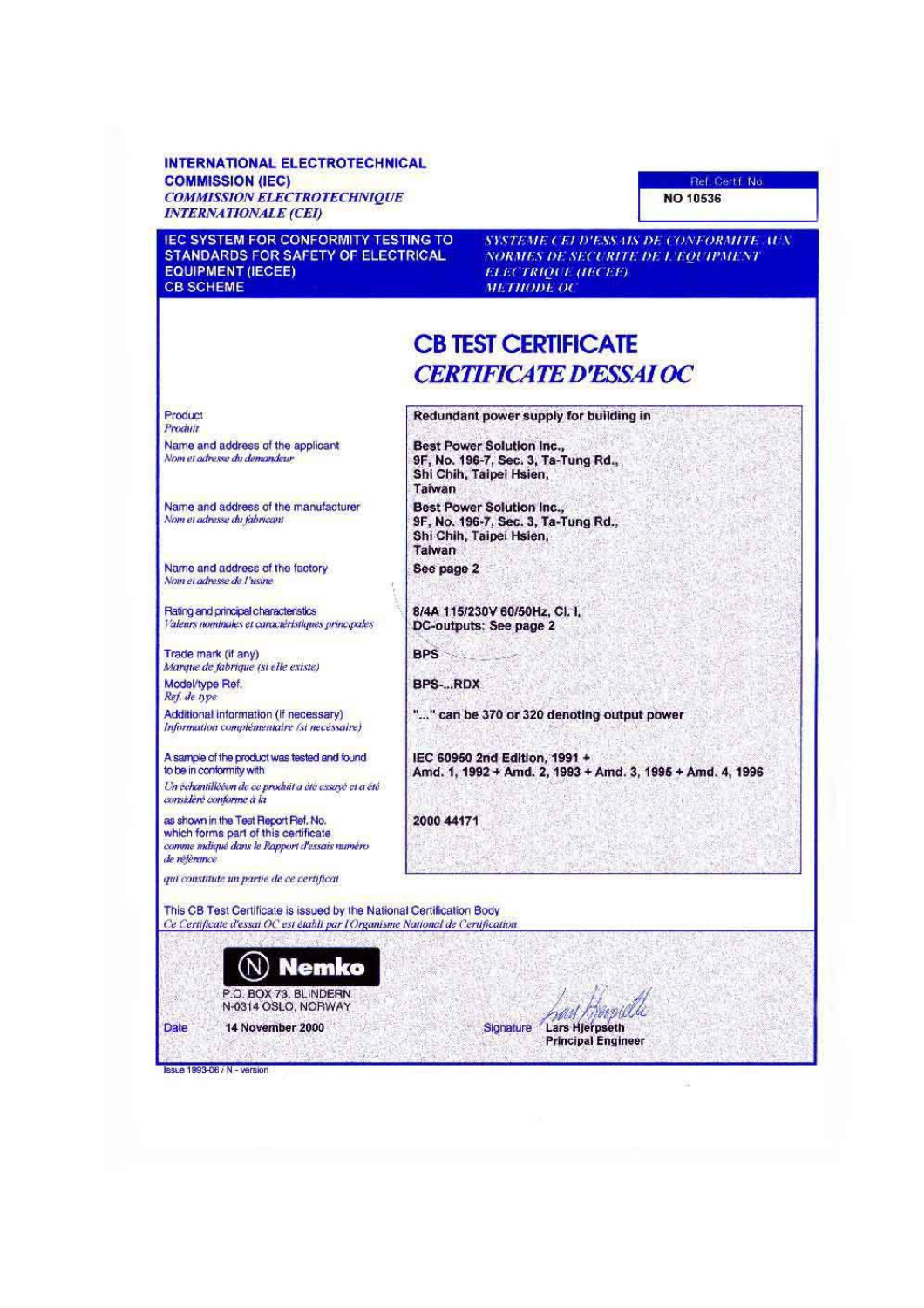**INTERNATIONAL ELECTROTECHNICAL COMMISSION (IEC)**
***COMMISSION ELECTROTECHNIQUE INTERNATIONALE (CEI)***

| Ref. Certif. No. |
| --- |
| NO 10536 |

**IEC SYSTEM FOR CONFORMITY TESTING TO STANDARDS FOR SAFETY OF ELECTRICAL EQUIPMENT (IECEE) CB SCHEME**

***SYSTEME CEI D'ESSAIS DE CONFORMITE AUX NORMES DE SECURITE DE L'EQUIPMENT ELECTRIQUE (IECEE) METHODE OC***

# CB TEST CERTIFICATE

# *CERTIFICATE D'ESSAI OC*

| | |
| --- | --- |
| Product *Produit* | **Redundant power supply for building in** |
| Name and address of the applicant *Nom et adresse du demandeur* | **Best Power Solution Inc., 9F, No. 196-7, Sec. 3, Ta-Tung Rd., Shi Chih, Taipei Hsien, Taiwan** |
| Name and address of the manufacturer *Nom et adresse du fabricant* | **Best Power Solution Inc., 9F, No. 196-7, Sec. 3, Ta-Tung Rd., Shi Chih, Taipei Hsien, Taiwan** |
| Name and address of the factory *Nom et adresse de l'usine* | **See page 2** |
| Rating and principal characteristics *Valeurs nominales et caractéristiques principales* | **8/4A 115/230V 60/50Hz, Cl. I, DC-outputs: See page 2** |
| Trade mark (if any) *Marque de fabrique (si elle existe)* | **BPS** |
| Model/type Ref. *Ref. de type* | **BPS-...RDX** |
| Additional information (if necessary) *Information complémentaire (si nécessaire)* | **"..." can be 370 or 320 denoting output power** |
| A sample of the product was tested and found to be in conformity with *Un échantillon de ce produit a été essayé et a été considéré conforme à la* | **IEC 60950 2nd Edition, 1991 + Amd. 1, 1992 + Amd. 2, 1993 + Amd. 3, 1995 + Amd. 4, 1996** |
| as shown in the Test Report Ref. No. which forms part of this certificate *comme indiqué dans le Rapport d'essais numéro de référence qui constitute un partie de ce certificat* | **2000 44171** |

This CB Test Certificate is issued by the National Certification Body
*Ce Certificate d'essai OC est établi par l'Organisme National de Certification*

**Nemko**
P.O. BOX 73, BLINDERN
N-0314 OSLO, NORWAY

Date **14 November 2000**

Signature **Lars Hjerpseth**
**Principal Engineer**

Issue 1993-06 / N - version